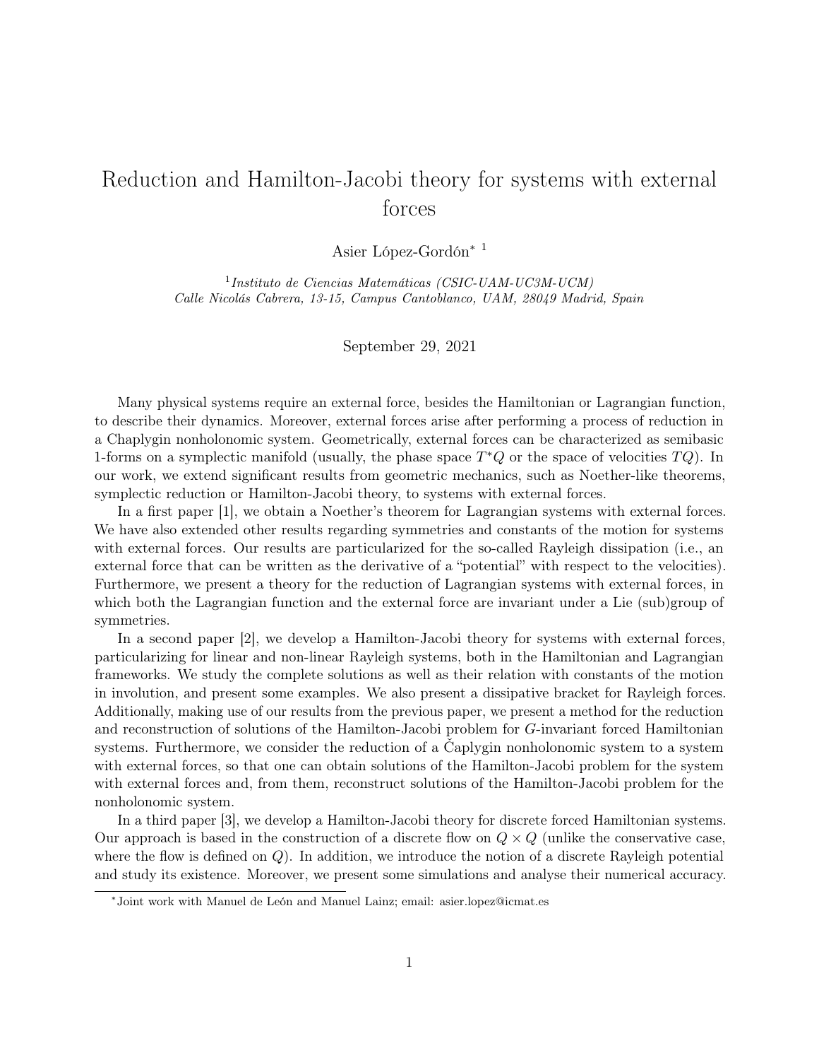# Reduction and Hamilton-Jacobi theory for systems with external forces

Asier López-Gordón* [1]

[1] *Instituto de Ciencias Matemáticas (CSIC-UAM-UC3M-UCM)*
*Calle Nicolás Cabrera, 13-15, Campus Cantoblanco, UAM, 28049 Madrid, Spain*

September 29, 2021

Many physical systems require an external force, besides the Hamiltonian or Lagrangian function, to describe their dynamics. Moreover, external forces arise after performing a process of reduction in a Chaplygin nonholonomic system. Geometrically, external forces can be characterized as semibasic 1-forms on a symplectic manifold (usually, the phase space $T^*Q$ or the space of velocities $TQ$). In our work, we extend significant results from geometric mechanics, such as Noether-like theorems, symplectic reduction or Hamilton-Jacobi theory, to systems with external forces.

In a first paper [1], we obtain a Noether's theorem for Lagrangian systems with external forces. We have also extended other results regarding symmetries and constants of the motion for systems with external forces. Our results are particularized for the so-called Rayleigh dissipation (i.e., an external force that can be written as the derivative of a "potential" with respect to the velocities). Furthermore, we present a theory for the reduction of Lagrangian systems with external forces, in which both the Lagrangian function and the external force are invariant under a Lie (sub)group of symmetries.

In a second paper [2], we develop a Hamilton-Jacobi theory for systems with external forces, particularizing for linear and non-linear Rayleigh systems, both in the Hamiltonian and Lagrangian frameworks. We study the complete solutions as well as their relation with constants of the motion in involution, and present some examples. We also present a dissipative bracket for Rayleigh forces. Additionally, making use of our results from the previous paper, we present a method for the reduction and reconstruction of solutions of the Hamilton-Jacobi problem for $G$-invariant forced Hamiltonian systems. Furthermore, we consider the reduction of a Čaplygin nonholonomic system to a system with external forces, so that one can obtain solutions of the Hamilton-Jacobi problem for the system with external forces and, from them, reconstruct solutions of the Hamilton-Jacobi problem for the nonholonomic system.

In a third paper [3], we develop a Hamilton-Jacobi theory for discrete forced Hamiltonian systems. Our approach is based in the construction of a discrete flow on $Q \times Q$ (unlike the conservative case, where the flow is defined on $Q$). In addition, we introduce the notion of a discrete Rayleigh potential and study its existence. Moreover, we present some simulations and analyse their numerical accuracy.

---

*Joint work with Manuel de León and Manuel Lainz; email: asier.lopez@icmat.es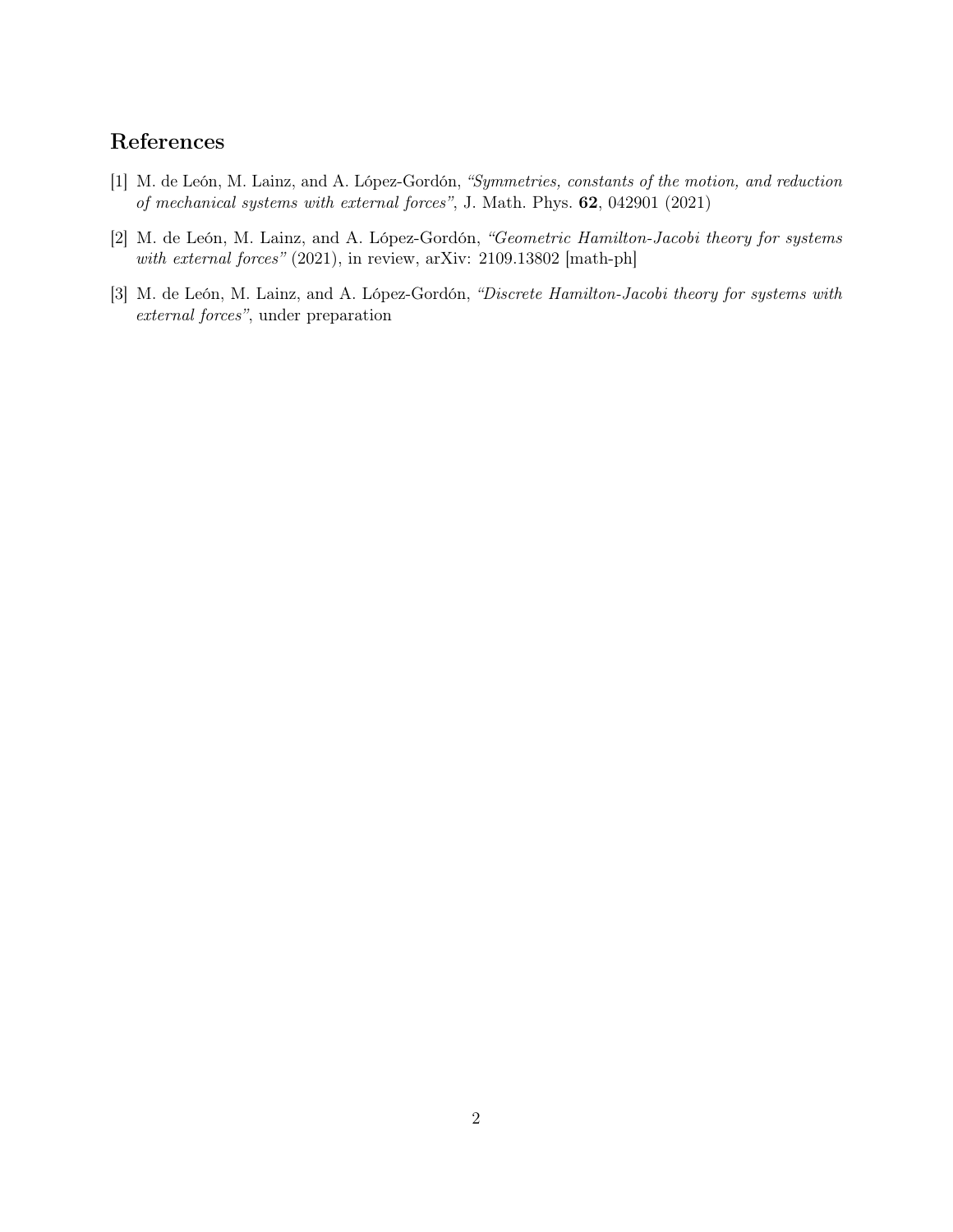## References

[1] M. de León, M. Lainz, and A. López-Gordón, *"Symmetries, constants of the motion, and reduction of mechanical systems with external forces"*, J. Math. Phys. **62**, 042901 (2021)

[2] M. de León, M. Lainz, and A. López-Gordón, *"Geometric Hamilton-Jacobi theory for systems with external forces"* (2021), in review, arXiv: 2109.13802 [math-ph]

[3] M. de León, M. Lainz, and A. López-Gordón, *"Discrete Hamilton-Jacobi theory for systems with external forces"*, under preparation